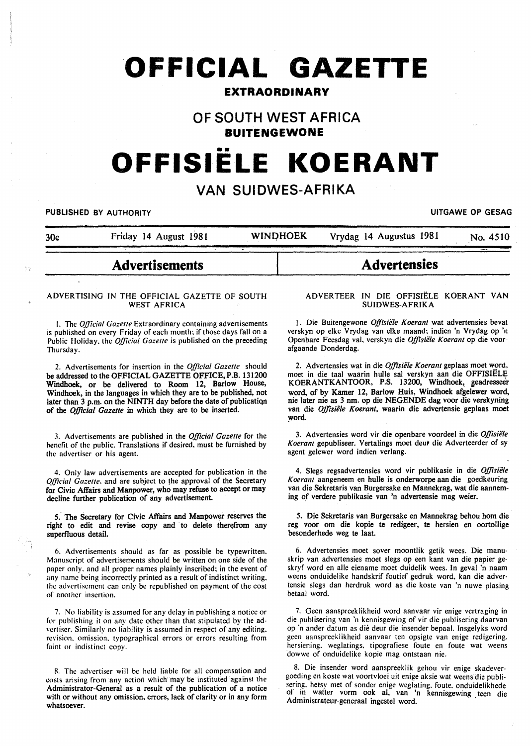# OFFICIAL GAZETTE

**EXTRAORDINARY**

## OF SOUTH WEST AFRICA

**BUITENGEWONE**

# OFFISIËLE KOERANT

## VAN SUIDWES-AFRIKA

PUBLISHED BY AUTHORITY — UITGAWE OP GESAG

30c — Friday 14 August 1981 — WINDHOEK — Vrydag 14 Augustus 1981 — No. 4510

## Advertisements

ADVERTISING IN THE OFFICIAL GAZETTE OF SOUTH WEST AFRICA

1. The *Official Gazette* Extraordinary containing advertisements is published on every Friday of each month; if those days fall on a Public Holiday, the *Official Gazette* is published on the preceding Thursday.

2. Advertisements for insertion in the *Official Gazette* should be addressed to the OFFICIAL GAZETTE OFFICE, P.B. 131200 Windhoek, or be delivered to Room 12, Barlow House, Windhoek, in the languages in which they are to be published, not later than 3 p.m. on the NINTH day before the date of publication of the *Official Gazette* in which they are to be inserted.

3. Advertisements are published in the *Official Gazette* for the benefit of the public. Translations if desired, must be furnished by the advertiser or his agent.

4. Only law advertisements are accepted for publication in the *Official Gazette*, and are subject to the approval of the Secretary for Civic Affairs and Manpower, who may refuse to accept or may decline further publication of any advertisement.

5. The Secretary for Civic Affairs and Manpower reserves the right to edit and revise copy and to delete therefrom any superfluous detail.

6. Advertisements should as far as possible be typewritten. Manuscript of advertisements should be written on one side of the paper only, and all proper names plainly inscribed; in the event of any name being incorrectly printed as a result of indistinct writing, the advertisement can only be republished on payment of the cost of another insertion.

7. No liability is assumed for any delay in publishing a notice or for publishing it on any date other than that stipulated by the advertiser. Similarly no liability is assumed in respect of any editing, revision, omission, typographical errors or errors resulting from faint or indistinct copy.

8. The advertiser will be held liable for all compensation and costs arising from any action which may be instituted against the Administrator-General as a result of the publication of a notice with or without any omission, errors, lack of clarity or in any form whatsoever.

## Advertensies

ADVERTEER IN DIE OFFISIËLE KOERANT VAN SUIDWES-AFRIKA

1. Die Buitengewone *Offisiële Koerant* wat advertensies bevat verskyn op elke Vrydag van elke maand; indien 'n Vrydag op 'n Openbare Feesdag val, verskyn die *Offisiële Koerant* op die voorafgaande Donderdag.

2. Advertensies wat in die *Offisiële Koerant* geplaas moet word, moet in die taal waarin hulle sal verskyn aan die OFFISIËLE KOERANTKANTOOR, P.S. 13200, Windhoek, geadresseer word, of by Kamer 12, Barlow Huis, Windhoek afgelewer word, nie later nie as 3 nm. op die NEGENDE dag voor die verskyning van die *Offisiële Koerant*, waarin die advertensie geplaas moet word.

3. Advertensies word vir die openbare voordeel in die *Offisiële Koerant* gepubliseer. Vertalings moet deur die Adverteerder of sy agent gelewer word indien verlang.

4. Slegs regsadvertensies word vir publikasie in die *Offisiële Koerant* aangeneem en hulle is onderworpe aan die goedkeuring van die Sekretaris van Burgersake en Mannekrag, wat die aanneming of verdere publikasie van 'n advertensie mag weier.

5. Die Sekretaris van Burgersake en Mannekrag behou hom die reg voor om die kopie te redigeer, te hersien en oortollige besonderhede weg te laat.

6. Advertensies moet sover moontlik getik wees. Die manuskrip van advertensies moet slegs op een kant van die papier geskryf word en alle eiename moet duidelik wees. In geval 'n naam weens onduidelike handskrif foutief gedruk word, kan die advertensie slegs dan herdruk word as die koste van 'n nuwe plasing betaal word.

7. Geen aanspreeklikheid word aanvaar vir enige vertraging in die publisering van 'n kennisgewing of vir die publisering daarvan op 'n ander datum as dié deur die insender bepaal. Insgelyks word geen aanspreeklikheid aanvaar ten opsigte van enige redigering, hersiening, weglatings, tipografiese foute en foute wat weens dowwe of onduidelike kopie mag ontstaan nie.

8. Die insender word aanspreeklik gehou vir enige skadevergoeding en koste wat voortvloei uit enige aksie wat weens die publisering, hetsy met of sonder enige weglating, foute, onduidelikhede of in watter vorm ook al, van 'n kennisgewing teen die Administrateur-generaal ingestel word.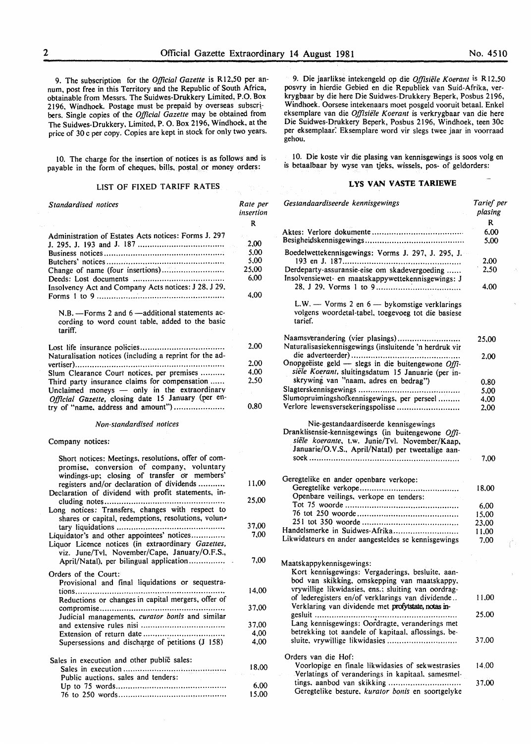9. The subscription for the *Official Gazette* is R12,50 per annum, post free in this Territory and the Republic of South Africa, obtainable from Messrs. The Suidwes-Drukkery Limited, P.O. Box 2196, Windhoek. Postage must be prepaid by overseas subscribers. Single copies of the *Official Gazette* may be obtained from The Suidwes-Drukkery, Limited, P. O. Box 2196, Windhoek, at the price of 30 c per copy. Copies are kept in stock for only two years.

10. The charge for the insertion of notices is as follows and is payable in the form of cheques, bills, postal or money orders:

### LIST OF FIXED TARIFF RATES

| *Standardised notices* | Rate per insertion R |
|---|---|
| Administration of Estates Acts notices: Forms J. 297 J. 295, J. 193 and J. 187 | 2,00 |
| Business notices | 5,00 |
| Butchers' notices | 5,00 |
| Change of name (four insertions) | 25,00 |
| Deeds: Lost documents | 6,00 |
| Insolvency Act and Company Acts notices: J 28, J 29, Forms 1 to 9 | 4,00 |
| N.B. —Forms 2 and 6 —additional statements according to word count table, added to the basic tariff. | |
| Lost life insurance policies | 2,00 |
| Naturalisation notices (including a reprint for the advertiser) | 2,00 |
| Slum Clearance Court notices, per premises | 4,00 |
| Third party insurance claims for compensation | 2,50 |
| Unclaimed moneys — only in the extraordinary *Official Gazette*, closing date 15 January (per entry of "name, address and amount") | 0,80 |

*Non-standardised notices*

| Company notices: | |
|---|---|
| Short notices: Meetings, resolutions, offer of compromise, conversion of company, voluntary windings-up; closing of transfer or members' registers and/or declaration of dividends | 11,00 |
| Declaration of dividend with profit statements, including notes | 25,00 |
| Long notices: Transfers, changes with respect to shares or capital, redemptions, resolutions, voluntary liquidations | 37,00 |
| Liquidator's and other appointees' notices | 7,00 |
| Liquor Licence notices (in extraordinary *Gazettes*, viz. June/Tvl, November/Cape, January/O.F.S., April/Natal), per bilingual application | 7,00 |
| Orders of the Court: | |
| Provisional and final liquidations or sequestrations | 14,00 |
| Reductions or changes in capital mergers, offer of compromise | 37,00 |
| Judicial managements, *curator bonis* and similar and extensive rules nisi | 37,00 |
| Extension of return date | 4,00 |
| Supersessions and discharge of petitions (J 158) | 4,00 |
| Sales in execution and other public sales: | |
| Sales in execution | 18,00 |
| Public auctions, sales and tenders: | |
| Up to 75 words | 6,00 |
| 76 to 250 words | 15,00 |

9. Die jaarlikse intekengeld op die *Offisiële Koerant* is R12,50 posvry in hierdie Gebied en die Republiek van Suid-Afrika, verkrygbaar by die here Die Suidwes-Drukkery Beperk, Posbus 2196, Windhoek. Oorsese intekenaars moet posgeld vooruit betaal. Enkel eksemplare van die *Offisiële Koerant* is verkrygbaar van die here Die Suidwes-Drukkery Beperk, Posbus 2196, Windhoek, teen 30c per eksemplaar. Eksemplare word vir slegs twee jaar in voorraad gehou.

10. Die koste vir die plasing van kennisgewings is soos volg en is betaalbaar by wyse van tjeks, wissels, pos- of geldorders:

### LYS VAN VASTE TARIEWE

| *Gestandaardiseerde kennisgewings* | *Tarief per plasing* R |
|---|---|
| Aktes: Verlore dokumente | 6,00 |
| Besigheidskennisgewings | 5,00 |
| Boedelwettekennisgewings: Vorms J. 297, J. 295, J. 193 en J. 187 | 2,00 |
| Derdeparty-assuransie-eise om skadevergoeding | 2,50 |
| Insolvensiewet- en maatskappywettekennisgewings: J 28, J 29. Vorms 1 to 9 | 4,00 |
| L.W. — Vorms 2 en 6 — bykomstige verklarings volgens woordetal-tabel, toegevoeg tot die basiese tarief. | |
| Naamsverandering (vier plasings) | 25,00 |
| Naturalisasiekennisgewings (insluitende 'n herdruk vir die adverteerder) | 2,00 |
| Onopgeëiste geld — slegs in die buitengewone *Offisiële Koerant*, sluitingsdatum 15 Januarie (per inskrywing van "naam, adres en bedrag") | 0,80 |
| Slagterskennisgewings | 5,00 |
| Slumopruimingshofkennisgewings, per perseel | 4,00 |
| Verlore lewensversekeringspolisse | 2,00 |

| Nie-gestandaardiseerde kennisgewings | |
|---|---|
| Dranklisensie-kennisgewings (in buitengewone *Offisiële koerante*, t.w. Junie/Tvl. November/Kaap, Januarie/O.V.S., April/Natal) per tweetalige aansoek | 7,00 |
| Geregtelike en ander openbare verkope: | |
| Geregtelike verkope | 18,00 |
| Openbare veilings, verkope en tenders: | |
| Tot 75 woorde | 6,00 |
| 76 tot 250 woorde | 15,00 |
| 251 tot 350 woorde | 23,00 |
| Handelsmerke in Suidwes-Afrika | 11,00 |
| Likwidateurs en ander aangesteldes se kennisgewings | 7,00 |
| Maatskappykennisgewings: | |
| Kort kennisgewings: Vergaderings, besluite, aanbod van skikking, omskepping van maatskappy, vrywillige likwidasies, ens.; sluiting van oordragof lederegisters en/of verklarings van dividende | 11,00 |
| Verklaring van dividende met profytstate, notas ingesluit | 25,00 |
| Lang kennisgewings: Oordragte, veranderings met betrekking tot aandele of kapitaal, aflossings, besluite, vrywillige likwidasies | 37,00 |
| Orders van die Hof: | |
| Voorlopige en finale likwidasies of sekwestrasies | 14,00 |
| Verlatings of veranderings in kapitaal, samesmeltings, aanbod van skikking | 37,00 |
| Geregtelike besture, *kurator bonis* en soortgelyke | |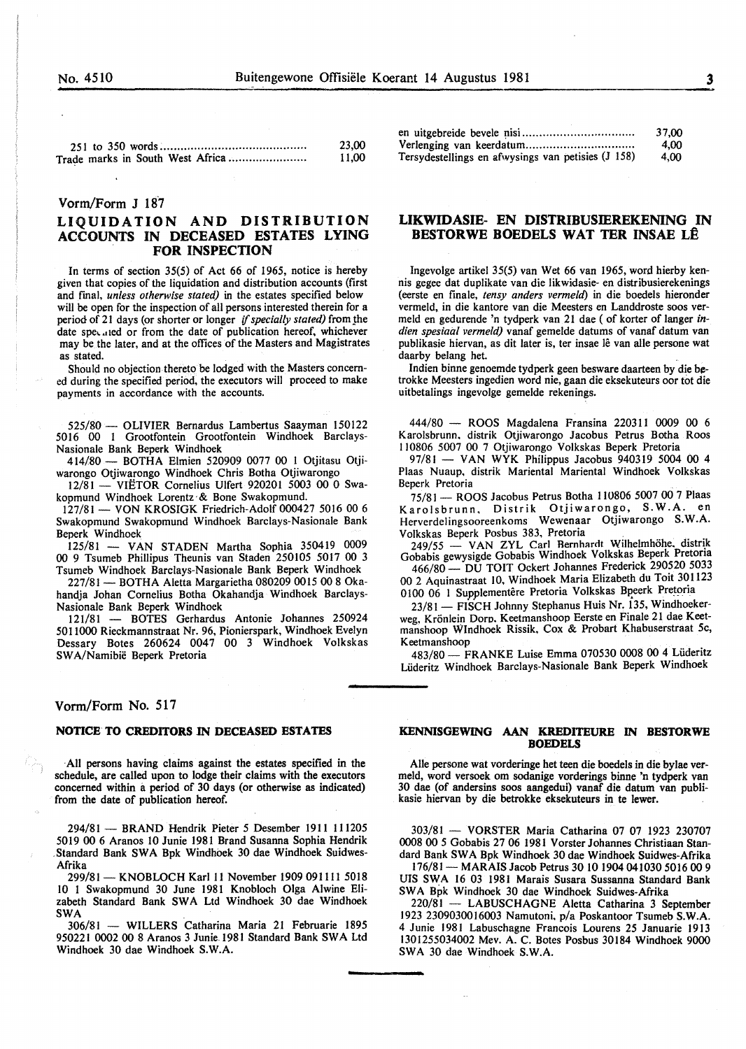| | |
|---|---|
| 251 to 350 words | 23,00 |
| Trade marks in South West Africa | 11,00 |

| | |
|---|---|
| en uitgebreide bevele nisi | 37,00 |
| Verlenging van keerdatum | 4,00 |
| Tersydestellings en afwysings van petisies (J 158) | 4,00 |

Vorm/Form J 187

## LIQUIDATION AND DISTRIBUTION ACCOUNTS IN DECEASED ESTATES LYING FOR INSPECTION

In terms of section 35(5) of Act 66 of 1965, notice is hereby given that copies of the liquidation and distribution accounts (first and final, *unless otherwise stated)* in the estates specified below will be open for the inspection of all persons interested therein for a period of 21 days (or shorter or longer *if specially stated)* from the date specified or from the date of publication hereof, whichever may be the later, and at the offices of the Masters and Magistrates as stated.

Should no objection thereto be lodged with the Masters concerned during the specified period, the executors will proceed to make payments in accordance with the accounts.

525/80 — OLIVIER Bernardus Lambertus Saayman 150122 5016 00 1 Grootfontein Grootfontein Windhoek Barclays-Nasionale Bank Beperk Windhoek

414/80 — BOTHA Elmien 520909 0077 00 1 Otjitasu Otjiwarongo Otjiwarongo Windhoek Chris Botha Otjiwarongo

12/81 — VIËTOR Cornelius Ulfert 920201 5003 00 0 Swakopmund Windhoek Lorentz & Bone Swakopmund.

127/81 — VON KROSIGK Friedrich-Adolf 000427 5016 00 6 Swakopmund Swakopmund Windhoek Barclays-Nasionale Bank Beperk Windhoek

125/81 — VAN STADEN Martha Sophia 350419 0009 00 9 Tsumeb Phillipus Theunis van Staden 250105 5017 00 3 Tsumeb Windhoek Barclays-Nasionale Bank Beperk Windhoek

227/81 — BOTHA Aletta Margarietha 080209 0015 00 8 Okahandja Johan Cornelius Botha Okahandja Windhoek Barclays-Nasionale Bank Beperk Windhoek

121/81 — BOTES Gerhardus Antonie Johannes 250924 5011000 Rieckmannstraat Nr. 96, Pionierspark, Windhoek Evelyn Dessary Botes 260624 0047 00 3 Windhoek Volkskas SWA/Namibië Beperk Pretoria

## LIKWIDASIE- EN DISTRIBUSIEREKENING IN BESTORWE BOEDELS WAT TER INSAE LÊ

Ingevolge artikel 35(5) van Wet 66 van 1965, word hierby kennis gegee dat duplikate van die likwidasie- en distribusierekenings (eerste en finale, *tensy anders vermeld)* in die boedels hieronder vermeld, in die kantore van die Meesters en Landdroste soos vermeld en gedurende 'n tydperk van 21 dae ( of korter of langer *indien spesiaal vermeld)* vanaf gemelde datums of vanaf datum van publikasie hiervan, as dit later is, ter insae lê van alle persone wat daarby belang het.

Indien binne genoemde tydperk geen besware daarteen by die betrokke Meesters ingedien word nie, gaan die eksekuteurs oor tot die uitbetalings ingevolge gemelde rekenings.

444/80 — ROOS Magdalena Fransina 220311 0009 00 6 Karolsbrunn, distrik Otjiwarongo Jacobus Petrus Botha Roos 110806 5007 00 7 Otjiwarongo Volkskas Beperk Pretoria

97/81 — VAN WYK Philippus Jacobus 940319 5004 00 4 Plaas Nuaup, distrik Mariental Mariental Windhoek Volkskas Beperk Pretoria

75/81 — ROOS Jacobus Petrus Botha 110806 5007 00 7 Plaas Karolsbrunn, Distrik Otjiwarongo, S.W.A. en Herverdelingsooreenkoms Wewenaar Otjiwarongo S.W.A. Volkskas Beperk Posbus 383, Pretoria

249/55 — VAN ZYL Carl Bernhardt Wilhelmhöhe, distrik Gobabis gewysigde Gobabis Windhoek Volkskas Beperk Pretoria

466/80 — DU TOIT Ockert Johannes Frederick 290520 5033 00 2 Aquinastraat 10, Windhoek Maria Elizabeth du Toit 301123 0100 06 1 Supplementêre Pretoria Volkskas Bpeerk Pretoria

23/81 — FISCH Johnny Stephanus Huis Nr. 135, Windhoekerweg, Krönlein Dorp, Keetmanshoop Eerste en Finale 21 dae Keetmanshoop WIndhoek Rissik, Cox & Probart Khabuserstraat 5c, Keetmanshoop

483/80 — FRANKE Luise Emma 070530 0008 00 4 Lüderitz Lüderitz Windhoek Barclays-Nasionale Bank Beperk Windhoek

Vorm/Form No. 517

## NOTICE TO CREDITORS IN DECEASED ESTATES

All persons having claims against the estates specified in the schedule, are called upon to lodge their claims with the executors concerned within a period of 30 days (or otherwise as indicated) from the date of publication hereof.

294/81 — BRAND Hendrik Pieter 5 Desember 1911 111205 5019 00 6 Aranos 10 Junie 1981 Brand Susanna Sophia Hendrik Standard Bank SWA Bpk Windhoek 30 dae Windhoek Suidwes-Afrika

299/81 — KNOBLOCH Karl 11 November 1909 091111 5018 10 1 Swakopmund 30 June 1981 Knobloch Olga Alwine Elizabeth Standard Bank SWA Ltd Windhoek 30 dae Windhoek SWA

306/81 — WILLERS Catharina Maria 21 Februarie 1895 950221 0002 00 8 Aranos 3 Junie 1981 Standard Bank SWA Ltd Windhoek 30 dae Windhoek S.W.A.

## KENNISGEWING AAN KREDITEURE IN BESTORWE BOEDELS

Alle persone wat vorderinge het teen die boedels in die bylae vermeld, word versoek om sodanige vorderings binne 'n tydperk van 30 dae (of andersins soos aangedui) vanaf die datum van publikasie hiervan by die betrokke eksekuteurs in te lewer.

303/81 — VORSTER Maria Catharina 07 07 1923 230707 0008 00 5 Gobabis 27 06 1981 Vorster Johannes Christiaan Standard Bank SWA Bpk Windhoek 30 dae Windhoek Suidwes-Afrika

176/81 — MARAIS Jacob Petrus 30 10 1904 041030 5016 00 9 UIS SWA 16 03 1981 Marais Susara Sussanna Standard Bank SWA Bpk Windhoek 30 dae Windhoek Suidwes-Afrika

220/81 — LABUSCHAGNE Aletta Catharina 3 September 1923 2309030016003 Namutoni, p/a Poskantoor Tsumeb S.W.A. 4 Junie 1981 Labuschagne Francois Lourens 25 Januarie 1913 1301255034002 Mev. A. C. Botes Posbus 30184 Windhoek 9000 SWA 30 dae Windhoek S.W.A.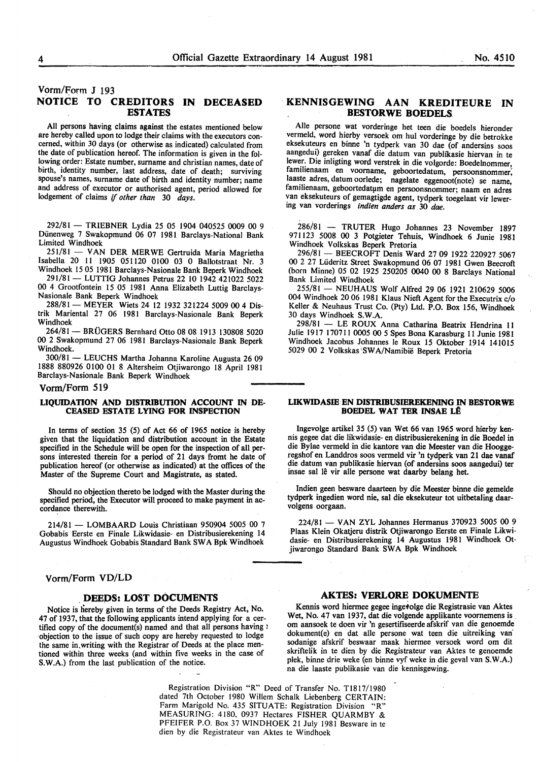Vorm/Form J 193

## NOTICE TO CREDITORS IN DECEASED ESTATES

All persons having claims against the estates mentioned below are hereby called upon to lodge their claims with the executors concerned, within 30 days (or otherwise as indicated) calculated from the date of publication hereof. The information is given in the following order: Estate number, surname and christian names, date of birth, identity number, last address, date of death; surviving spouse's names, surname date of birth and identity number; name and address of executor or authorised agent, period allowed for lodgement of claims *if other than 30 days.*

292/81 — TRIEBNER Lydia 25 05 1904 040525 0009 00 9 Dünenweg 7 Swakopmund 06 07 1981 Barclays-National Bank Limited Windhoek

251/81 — VAN DER MERWE Gertruida Maria Magrietha Isabella 20 11 1905 051120 0100 03 0 Ballotstraat Nr. 3 Windhoek 15 05 1981 Barclays-Nasionale Bank Beperk Windhoek

291/81 — LUTTIG Johannes Petrus 22 10 1942 421022 5022 00 4 Grootfontein 15 05 1981 Anna Elizabeth Luttig Barclays-Nasionale Bank Beperk Windhoek

288/81 — MEYER Wiets 24 12 1932 321224 5009 00 4 Distrik Mariental 27 06 1981 Barclays-Nasionale Bank Beperk Windhoek

264/81 — BRÜGERS Bernhard Otto 08 08 1913 130808 5020 00 2 Swakopmund 27 06 1981 Barclays-Nasionale Bank Beperk Windhoek.

300/81 — LEUCHS Martha Johanna Karoline Augusta 26 09 1888 880926 0100 01 8 Altersheim Otjiwarongo 18 April 1981 Barclays-Nasionale Bank Beperk Windhoek

## KENNISGEWING AAN KREDITEURE IN BESTORWE BOEDELS

Alle persone wat vorderinge het teen die boedels hieronder vermeld, word hierby versoek om hul vorderinge by die betrokke eksekuteurs en binne 'n tydperk van 30 dae (of andersins soos aangedui) gereken vanaf die datum van publikasie hiervan in te lewer. Die inligting word verstrek in die volgorde: Boedelnommer, familienaam en voorname, geboortedatum, persoonsnommer, laaste adres, datum oorlede; nagelate eggenoot(note) se name, familienaam, geboortedatum en persoonsnommer; naam en adres van eksekuteurs of gemagtigde agent, tydperk toegelaat vir lewering van vorderings *indien anders as 30 dae.*

286/81 — TRUTER Hugo Johannes 23 November 1897 971123 5008 00 3 Potgieter Tehuis, Windhoek 6 Junie 1981 Windhoek Volkskas Beperk Pretoria

296/81 — BEECROFT Denis Ward 27 09 1922 220927 5067 00 2 27 Lüderitz Street Swakopmund 06 07 1981 Gwen Beecroft (born Minne) 05 02 1925 250205 0040 00 8 Barclays National Bank Limited Windhoek

255/81 — NEUHAUS Wolf Alfred 29 06 1921 210629 5006 004 Windhoek 20 06 1981 Klaus Nieft Agent for the Executrix c/o Keller & Neuhaus Trust Co. (Pty) Ltd. P.O. Box 156, Windhoek 30 days Windhoek S.W.A.

298/81 — LE ROUX Anna Catharina Beatrix Hendrina 11 Julie 1917 170711 0005 00 5 Spes Bona Karasburg 11 Junie 1981 Windhoek Jacobus Johannes le Roux 15 Oktober 1914 141015 5029 00 2 Volkskas SWA/Namibië Beperk Pretoria

Vorm/Form 519

### LIQUIDATION AND DISTRIBUTION ACCOUNT IN DECEASED ESTATE LYING FOR INSPECTION

In terms of section 35 (5) of Act 66 of 1965 notice is hereby given that the liquidation and distribution account in the Estate specified in the Schedule will be open for the inspection of all persons interested therein for a period of 21 days fromt he date of publication hereof (or otherwise as indicated) at the offices of the Master of the Supreme Court and Magistrate, as stated.

Should no objection thereto be lodged with the Master during the specified period, the Executor will proceed to make payment in accordance therewith.

214/81 — LOMBAARD Louis Christiaan 950904 5005 00 7 Gobabis Eerste en Finale Likwidasie- en Distribusierekening 14 Augustus Windhoek Gobabis Standard Bank SWA Bpk Windhoek

### LIKWIDASIE EN DISTRIBUSIEREKENING IN BESTORWE BOEDEL WAT TER INSAE LÊ

Ingevolge artikel 35 (5) van Wet 66 van 1965 word hierby kennis gegee dat die likwidasie- en distribusierekening in die Boedel in die Bylae vermeld in die kantore van die Meester van die Hooggeregshof en Landdros soos vermeld vir 'n tydperk van 21 dae vanaf die datum van publikasie hiervan (of andersins soos aangedui) ter insae sal lê vir alle persone wat daarby belang het.

Indien geen besware daarteen by die Meester binne die gemelde tydperk ingedien word nie, sal die eksekuteur tot uitbetaling daarvolgens oorgaan.

224/81 — VAN ZYL Johannes Hermanus 370923 5005 00 9 Plaas Klein Okatjeru distrik Otjiwarongo Eerste en Finale Likwidasie- en Distribusierekening 14 Augustus 1981 Windhoek Otjiwarongo Standard Bank SWA Bpk Windhoek

Vorm/Form VD/LD

## DEEDS: LOST DOCUMENTS

Notice is hereby given in terms of the Deeds Registry Act, No. 47 of 1937, that the following applicants intend applying for a certified copy of the document(s) named and that all persons having objection to the issue of such copy are hereby requested to lodge the same in writing with the Registrar of Deeds at the place mentioned within three weeks (and within five weeks in the case of S.W.A.) from the last publication of the notice.

## AKTES: VERLORE DOKUMENTE

Kennis word hiermee gegee ingevolge die Registrasie van Aktes Wet, No. 47 van 1937, dat die volgende applikante voornemens is om aansoek te doen vir 'n gesertifiseerde afskrif van die genoemde dokument(e) en dat alle persone wat teen die uitreiking van sodanige afskrif beswaar maak hiermee versoek word om dit skriftelik in te dien by die Registrateur van Aktes te genoemde plek, binne drie weke (en binne vyf weke in die geval van S.W.A.) na die laaste publikasie van die kennisgewing.

Registration Division "R" Deed of Transfer No. T1817/1980 dated 7th October 1980 Willem Schalk Liebenberg CERTAIN: Farm Marigold No. 435 SITUATE: Registration Division "R" MEASURING: 4180, 0937 Hectares FISHER QUARMBY & PFEIFER P.O. Box 37 WINDHOEK 21 July 1981 Besware in te dien by die Registrateur van Aktes te Windhoek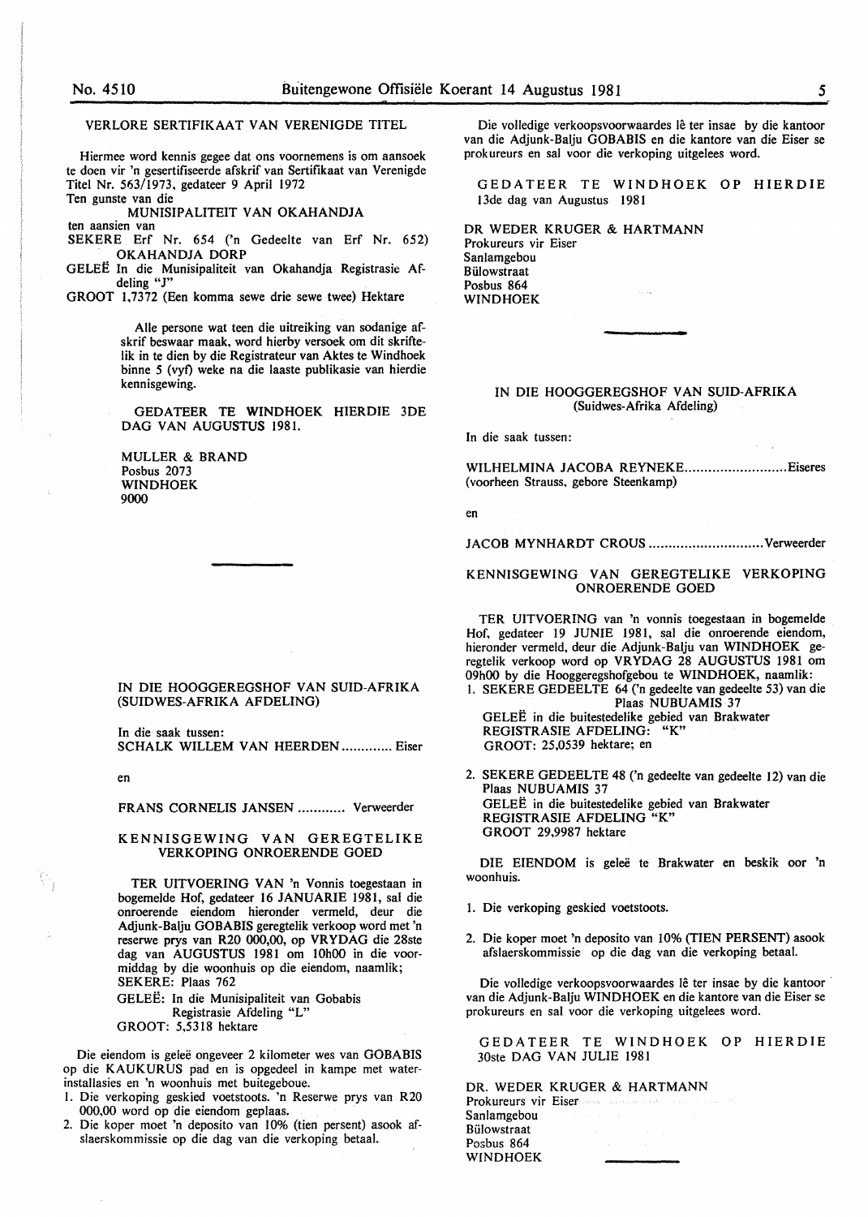## VERLORE SERTIFIKAAT VAN VERENIGDE TITEL

Hiermee word kennis gegee dat ons voornemens is om aansoek te doen vir 'n gesertifiseerde afskrif van Sertifikaat van Verenigde Titel Nr. 563/1973, gedateer 9 April 1972

Ten gunste van die

MUNISIPALITEIT VAN OKAHANDJA

ten aansien van

SEKERE Erf Nr. 654 ('n Gedeelte van Erf Nr. 652) OKAHANDJA DORP

GELEË In die Munisipaliteit van Okahandja Registrasie Afdeling "J"

GROOT 1,7372 (Een komma sewe drie sewe twee) Hektare

Alle persone wat teen die uitreiking van sodanige afskrif beswaar maak, word hierby versoek om dit skriftelik in te dien by die Registrateur van Aktes te Windhoek binne 5 (vyf) weke na die laaste publikasie van hierdie kennisgewing.

GEDATEER TE WINDHOEK HIERDIE 3DE DAG VAN AUGUSTUS 1981.

MULLER & BRAND
Posbus 2073
WINDHOEK
9000

---

## IN DIE HOOGGEREGSHOF VAN SUID-AFRIKA (SUIDWES-AFRIKA AFDELING)

In die saak tussen:

SCHALK WILLEM VAN HEERDEN ............. Eiser

en

FRANS CORNELIS JANSEN ............ Verweerder

### KENNISGEWING VAN GEREGTELIKE VERKOPING ONROERENDE GOED

TER UITVOERING VAN 'n Vonnis toegestaan in bogemelde Hof, gedateer 16 JANUARIE 1981, sal die onroerende eiendom hieronder vermeld, deur die Adjunk-Balju GOBABIS geregtelik verkoop word met 'n reserwe prys van R20 000,00, op VRYDAG die 28ste dag van AUGUSTUS 1981 om 10h00 in die voormiddag by die woonhuis op die eiendom, naamlik;

SEKERE: Plaas 762

GELEË: In die Munisipaliteit van Gobabis Registrasie Afdeling "L"

GROOT: 5,5318 hektare

Die eiendom is geleë ongeveer 2 kilometer wes van GOBABIS op die KAUKURUS pad en is opgedeel in kampe met waterinstallasies en 'n woonhuis met buitegeboue.

1. Die verkoping geskied voetstoots. 'n Reserwe prys van R20 000,00 word op die eiendom geplaas.
2. Die koper moet 'n deposito van 10% (tien persent) asook afslaerskommissie op die dag van die verkoping betaal.

Die volledige verkoopsvoorwaardes lê ter insae by die kantoor van die Adjunk-Balju GOBABIS en die kantore van die Eiser se prokureurs en sal voor die verkoping uitgelees word.

GEDATEER TE WINDHOEK OP HIERDIE 13de dag van Augustus 1981

DR WEDER KRUGER & HARTMANN
Prokureurs vir Eiser
Sanlamgebou
Bülowstraat
Posbus 864
WINDHOEK

---

## IN DIE HOOGGEREGSHOF VAN SUID-AFRIKA (Suidwes-Afrika Afdeling)

In die saak tussen:

WILHELMINA JACOBA REYNEKE.......................... Eiseres
(voorheen Strauss, gebore Steenkamp)

en

JACOB MYNHARDT CROUS ............................ Verweerder

### KENNISGEWING VAN GEREGTELIKE VERKOPING ONROERENDE GOED

TER UITVOERING van 'n vonnis toegestaan in bogemelde Hof, gedateer 19 JUNIE 1981, sal die onroerende eiendom, hieronder vermeld, deur die Adjunk-Balju van WINDHOEK geregtelik verkoop word op VRYDAG 28 AUGUSTUS 1981 om 09h00 by die Hooggeregshofgebou te WINDHOEK, naamlik:

1. SEKERE GEDEELTE 64 ('n gedeelte van gedeelte 53) van die Plaas NUBUAMIS 37
   GELEË in die buitestedelike gebied van Brakwater
   REGISTRASIE AFDELING: "K"
   GROOT: 25,0539 hektare; en

2. SEKERE GEDEELTE 48 ('n gedeelte van gedeelte 12) van die Plaas NUBUAMIS 37
   GELEË in die buitestedelike gebied van Brakwater
   REGISTRASIE AFDELING "K"
   GROOT 29,9987 hektare

DIE EIENDOM is geleë te Brakwater en beskik oor 'n woonhuis.

1. Die verkoping geskied voetstoots.

2. Die koper moet 'n deposito van 10% (TIEN PERSENT) asook afslaerskommissie op die dag van die verkoping betaal.

Die volledige verkoopsvoorwaardes lê ter insae by die kantoor van die Adjunk-Balju WINDHOEK en die kantore van die Eiser se prokureurs en sal voor die verkoping uitgelees word.

GEDATEER TE WINDHOEK OP HIERDIE 30ste DAG VAN JULIE 1981

DR. WEDER KRUGER & HARTMANN
Prokureurs vir Eiser
Sanlamgebou
Bülowstraat
Posbus 864
WINDHOEK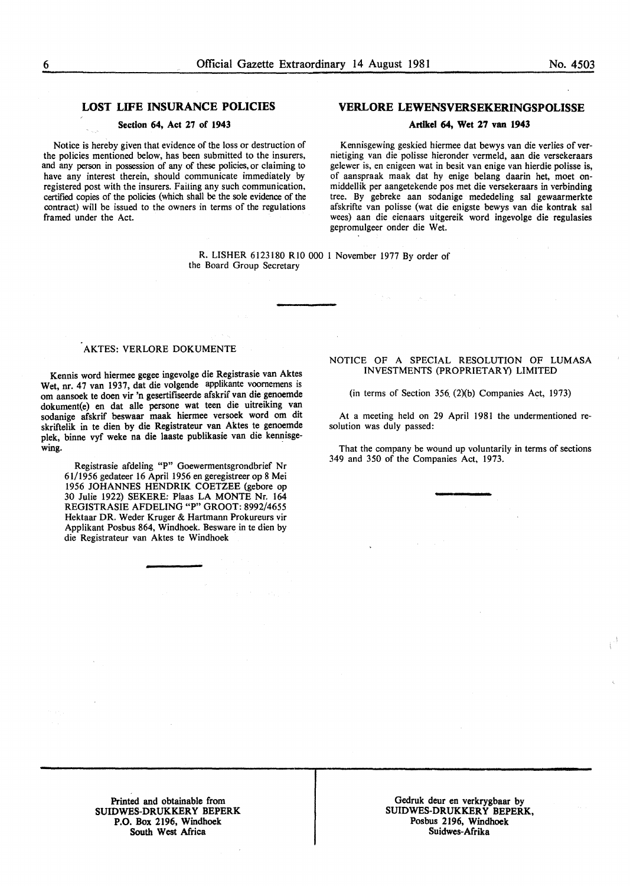## LOST LIFE INSURANCE POLICIES

**Section 64, Act 27 of 1943**

Notice is hereby given that evidence of the loss or destruction of the policies mentioned below, has been submitted to the insurers, and any person in possession of any of these policies, or claiming to have any interest therein, should communicate immediately by registered post with the insurers. Failing any such communication, certified copies of the policies (which shall be the sole evidence of the contract) will be issued to the owners in terms of the regulations framed under the Act.

## VERLORE LEWENSVERSEKERINGSPOLISSE

**Artikel 64, Wet 27 van 1943**

Kennisgewing geskied hiermee dat bewys van die verlies of vernietiging van die polisse hieronder vermeld, aan die versekeraars gelewer is, en enigeen wat in besit van enige van hierdie polisse is, of aanspraak maak dat hy enige belang daarin het, moet onmiddellik per aangetekende pos met die versekeraars in verbinding tree. By gebreke aan sodanige mededeling sal gewaarmerkte afskrifte van polisse (wat die enigste bewys van die kontrak sal wees) aan die eienaars uitgereik word ingevolge die regulasies gepromulgeer onder die Wet.

R. LISHER 6123180 R10 000 1 November 1977 By order of the Board Group Secretary

---

AKTES: VERLORE DOKUMENTE

Kennis word hiermee gegee ingevolge die Registrasie van Aktes Wet, nr. 47 van 1937, dat die volgende applikante voornemens is om aansoek te doen vir 'n gesertifiseerde afskrif van die genoemde dokument(e) en dat alle persone wat teen die uitreiking van sodanige afskrif beswaar maak hiermee versoek word om dit skriftelik in te dien by die Registrateur van Aktes te genoemde plek, binne vyf weke na die laaste publikasie van die kennisgewing.

> Registrasie afdeling "P" Goewermentsgrondbrief Nr 61/1956 gedateer 16 April 1956 en geregistreer op 8 Mei 1956 JOHANNES HENDRIK COETZEE (gebore op 30 Julie 1922) SEKERE: Plaas LA MONTE Nr. 164 REGISTRASIE AFDELING "P" GROOT: 8992/4655 Hektaar DR. Weder Kruger & Hartmann Prokureurs vir Applikant Posbus 864, Windhoek. Besware in te dien by die Registrateur van Aktes te Windhoek

---

NOTICE OF A SPECIAL RESOLUTION OF LUMASA INVESTMENTS (PROPRIETARY) LIMITED

(in terms of Section 356 (2)(b) Companies Act, 1973)

At a meeting held on 29 April 1981 the undermentioned resolution was duly passed:

That the company be wound up voluntarily in terms of sections 349 and 350 of the Companies Act, 1973.

---

**Printed and obtainable from**
**SUIDWES-DRUKKERY BEPERK**
**P.O. Box 2196, Windhoek**
**South West Africa**

**Gedruk deur en verkrygbaar by**
**SUIDWES-DRUKKERY BEPERK,**
**Posbus 2196, Windhoek**
**Suidwes-Afrika**